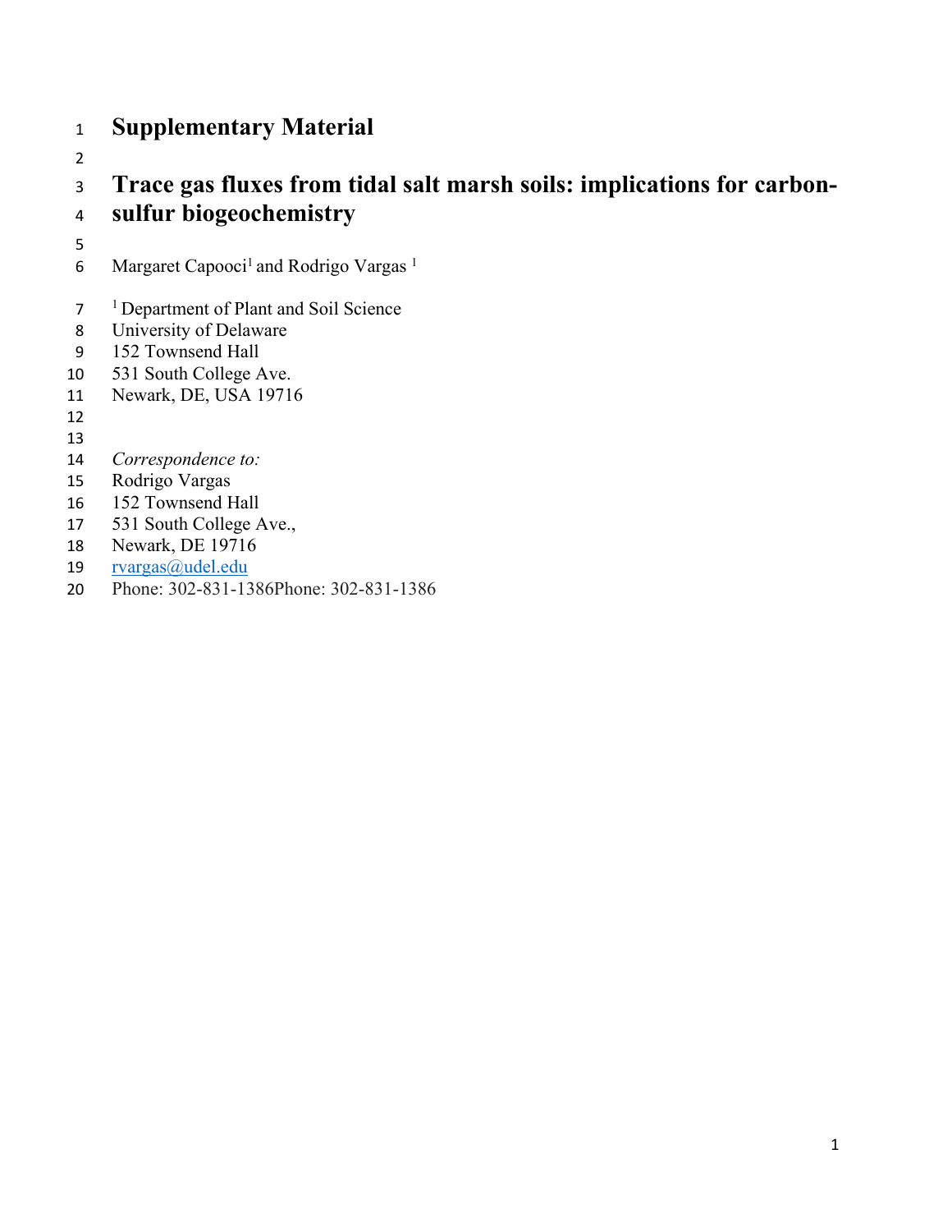# Supplementary Material

# Trace gas fluxes from tidal salt marsh soils: implications for carbon-sulfur biogeochemistry

Margaret Capooci[1] and Rodrigo Vargas [1]

[1] Department of Plant and Soil Science
University of Delaware
152 Townsend Hall
531 South College Ave.
Newark, DE, USA 19716

*Correspondence to:*
Rodrigo Vargas
152 Townsend Hall
531 South College Ave.,
Newark, DE 19716
rvargas@udel.edu
Phone: 302-831-1386Phone: 302-831-1386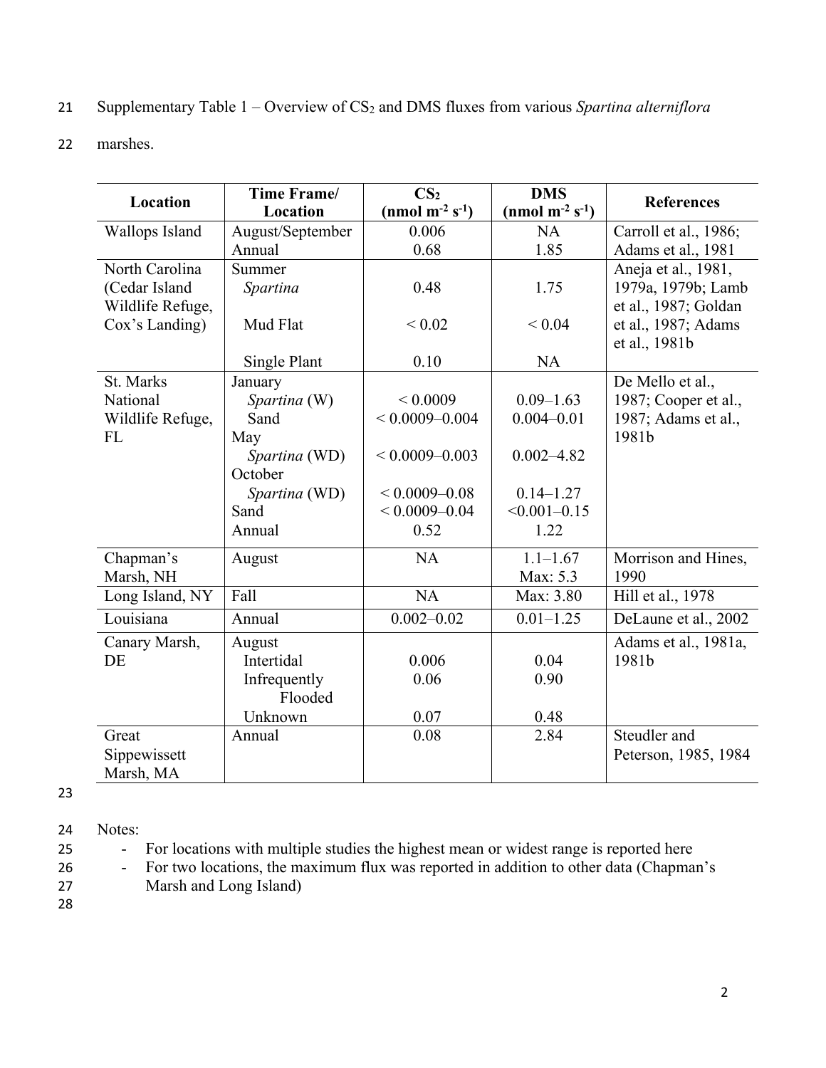Supplementary Table 1 – Overview of $CS_2$ and DMS fluxes from various *Spartina alterniflora* marshes.

| Location | Time Frame/ Location | $CS_2$ ($nmol\ m^{-2}\ s^{-1}$) | DMS ($nmol\ m^{-2}\ s^{-1}$) | References |
|---|---|---|---|---|
| Wallops Island | August/September | 0.006 | NA | Carroll et al., 1986; |
| | Annual | 0.68 | 1.85 | Adams et al., 1981 |
| North Carolina (Cedar Island Wildlife Refuge, Cox's Landing) | Summer | | | Aneja et al., 1981, 1979a, 1979b; Lamb et al., 1987; Goldan et al., 1987; Adams et al., 1981b |
| | *Spartina* | 0.48 | 1.75 | |
| | Mud Flat | < 0.02 | < 0.04 | |
| | Single Plant | 0.10 | NA | |
| St. Marks National Wildlife Refuge, FL | January | | | De Mello et al., 1987; Cooper et al., 1987; Adams et al., 1981b |
| | *Spartina* (W) | < 0.0009 | 0.09–1.63 | |
| | Sand | < 0.0009–0.004 | 0.004–0.01 | |
| | May | | | |
| | *Spartina* (WD) | < 0.0009–0.003 | 0.002–4.82 | |
| | October | | | |
| | *Spartina* (WD) | < 0.0009–0.08 | 0.14–1.27 | |
| | Sand | < 0.0009–0.04 | <0.001–0.15 | |
| | Annual | 0.52 | 1.22 | |
| Chapman's Marsh, NH | August | NA | 1.1–1.67 Max: 5.3 | Morrison and Hines, 1990 |
| Long Island, NY | Fall | NA | Max: 3.80 | Hill et al., 1978 |
| Louisiana | Annual | 0.002–0.02 | 0.01–1.25 | DeLaune et al., 2002 |
| Canary Marsh, DE | August | | | Adams et al., 1981a, 1981b |
| | Intertidal | 0.006 | 0.04 | |
| | Infrequently Flooded | 0.06 | 0.90 | |
| | Unknown | 0.07 | 0.48 | |
| Great Sippewissett Marsh, MA | Annual | 0.08 | 2.84 | Steudler and Peterson, 1985, 1984 |

Notes:

- For locations with multiple studies the highest mean or widest range is reported here
- For two locations, the maximum flux was reported in addition to other data (Chapman's Marsh and Long Island)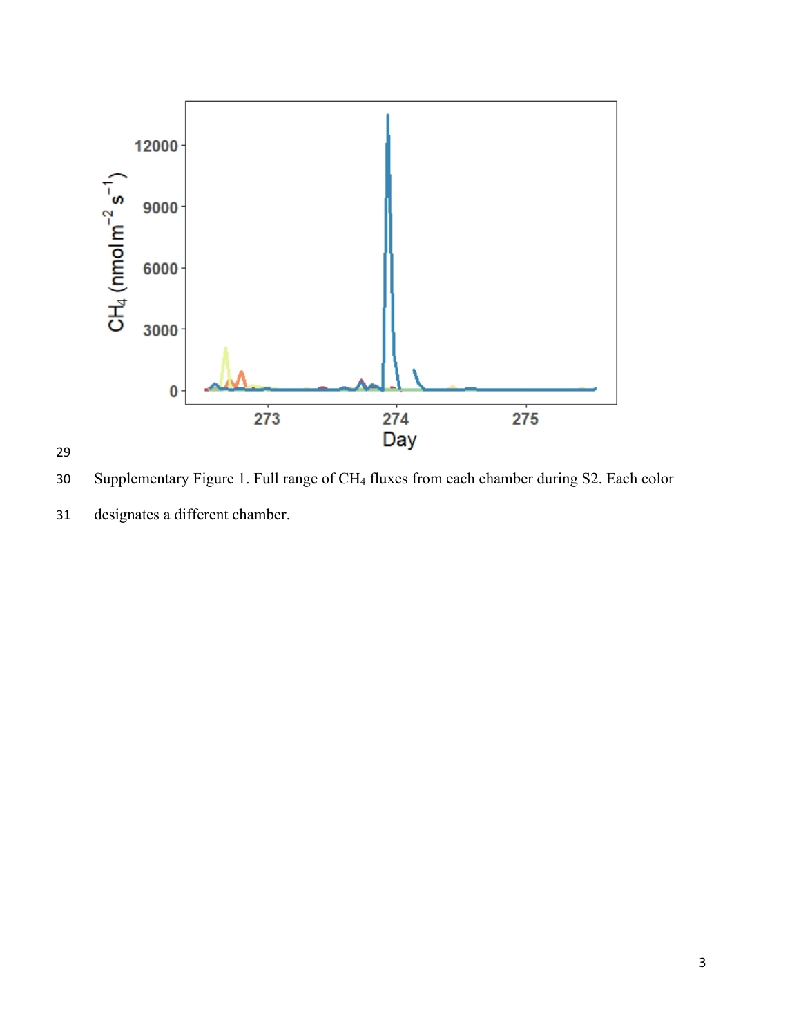Supplementary Figure 1. Full range of $CH_4$ fluxes from each chamber during S2. Each color designates a different chamber.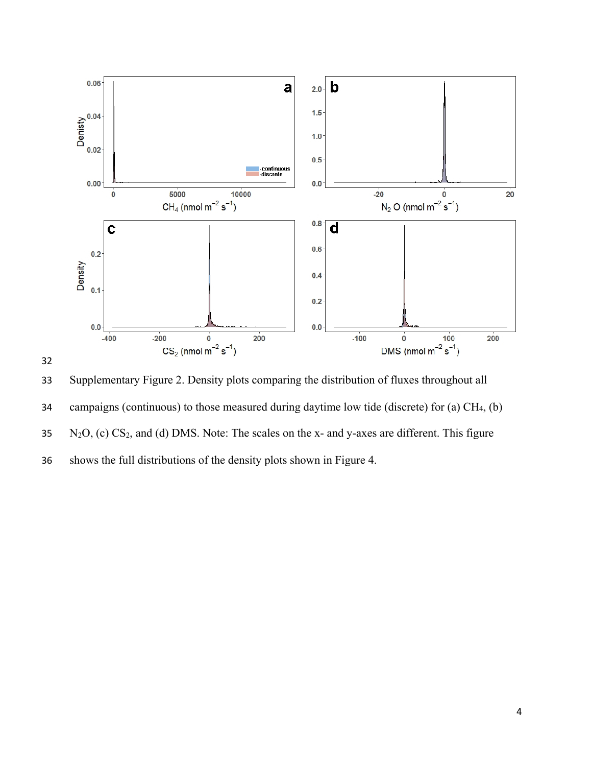Supplementary Figure 2. Density plots comparing the distribution of fluxes throughout all campaigns (continuous) to those measured during daytime low tide (discrete) for (a) $CH_4$, (b) $N_2O$, (c) $CS_2$, and (d) DMS. Note: The scales on the x- and y-axes are different. This figure shows the full distributions of the density plots shown in Figure 4.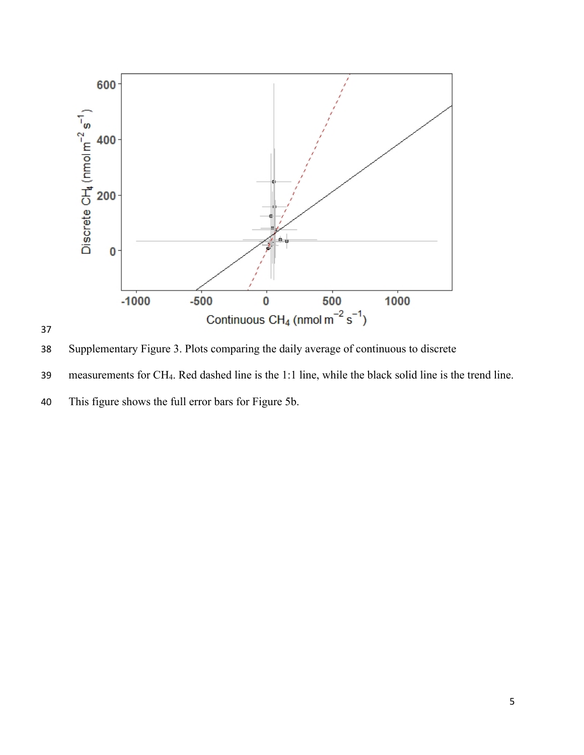Supplementary Figure 3. Plots comparing the daily average of continuous to discrete measurements for $CH_4$. Red dashed line is the 1:1 line, while the black solid line is the trend line. This figure shows the full error bars for Figure 5b.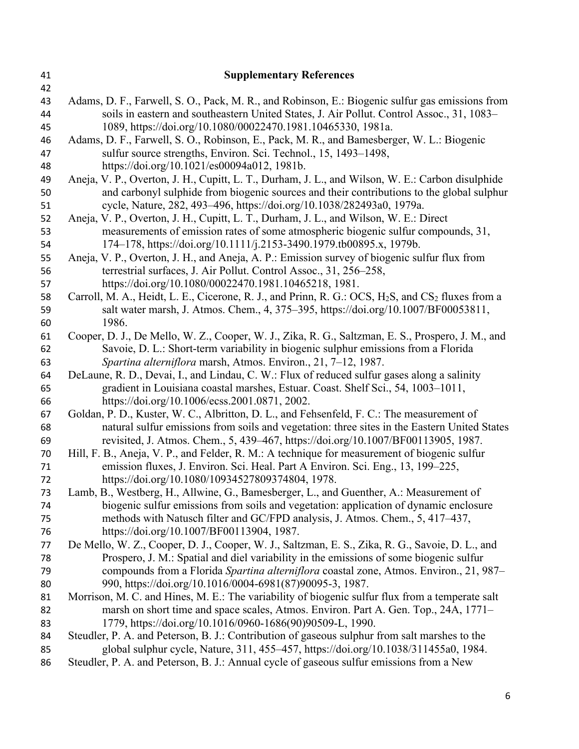## Supplementary References

Adams, D. F., Farwell, S. O., Pack, M. R., and Robinson, E.: Biogenic sulfur gas emissions from soils in eastern and southeastern United States, J. Air Pollut. Control Assoc., 31, 1083–1089, https://doi.org/10.1080/00022470.1981.10465330, 1981a.

Adams, D. F., Farwell, S. O., Robinson, E., Pack, M. R., and Bamesberger, W. L.: Biogenic sulfur source strengths, Environ. Sci. Technol., 15, 1493–1498, https://doi.org/10.1021/es00094a012, 1981b.

Aneja, V. P., Overton, J. H., Cupitt, L. T., Durham, J. L., and Wilson, W. E.: Carbon disulphide and carbonyl sulphide from biogenic sources and their contributions to the global sulphur cycle, Nature, 282, 493–496, https://doi.org/10.1038/282493a0, 1979a.

Aneja, V. P., Overton, J. H., Cupitt, L. T., Durham, J. L., and Wilson, W. E.: Direct measurements of emission rates of some atmospheric biogenic sulfur compounds, 31, 174–178, https://doi.org/10.1111/j.2153-3490.1979.tb00895.x, 1979b.

Aneja, V. P., Overton, J. H., and Aneja, A. P.: Emission survey of biogenic sulfur flux from terrestrial surfaces, J. Air Pollut. Control Assoc., 31, 256–258, https://doi.org/10.1080/00022470.1981.10465218, 1981.

Carroll, M. A., Heidt, L. E., Cicerone, R. J., and Prinn, R. G.: OCS, $H_2S$, and $CS_2$ fluxes from a salt water marsh, J. Atmos. Chem., 4, 375–395, https://doi.org/10.1007/BF00053811, 1986.

Cooper, D. J., De Mello, W. Z., Cooper, W. J., Zika, R. G., Saltzman, E. S., Prospero, J. M., and Savoie, D. L.: Short-term variability in biogenic sulphur emissions from a Florida *Spartina alterniflora* marsh, Atmos. Environ., 21, 7–12, 1987.

DeLaune, R. D., Devai, I., and Lindau, C. W.: Flux of reduced sulfur gases along a salinity gradient in Louisiana coastal marshes, Estuar. Coast. Shelf Sci., 54, 1003–1011, https://doi.org/10.1006/ecss.2001.0871, 2002.

Goldan, P. D., Kuster, W. C., Albritton, D. L., and Fehsenfeld, F. C.: The measurement of natural sulfur emissions from soils and vegetation: three sites in the Eastern United States revisited, J. Atmos. Chem., 5, 439–467, https://doi.org/10.1007/BF00113905, 1987.

Hill, F. B., Aneja, V. P., and Felder, R. M.: A technique for measurement of biogenic sulfur emission fluxes, J. Environ. Sci. Heal. Part A Environ. Sci. Eng., 13, 199–225, https://doi.org/10.1080/10934527809374804, 1978.

Lamb, B., Westberg, H., Allwine, G., Bamesberger, L., and Guenther, A.: Measurement of biogenic sulfur emissions from soils and vegetation: application of dynamic enclosure methods with Natusch filter and GC/FPD analysis, J. Atmos. Chem., 5, 417–437, https://doi.org/10.1007/BF00113904, 1987.

De Mello, W. Z., Cooper, D. J., Cooper, W. J., Saltzman, E. S., Zika, R. G., Savoie, D. L., and Prospero, J. M.: Spatial and diel variability in the emissions of some biogenic sulfur compounds from a Florida *Spartina alterniflora* coastal zone, Atmos. Environ., 21, 987–990, https://doi.org/10.1016/0004-6981(87)90095-3, 1987.

Morrison, M. C. and Hines, M. E.: The variability of biogenic sulfur flux from a temperate salt marsh on short time and space scales, Atmos. Environ. Part A. Gen. Top., 24A, 1771–1779, https://doi.org/10.1016/0960-1686(90)90509-L, 1990.

Steudler, P. A. and Peterson, B. J.: Contribution of gaseous sulphur from salt marshes to the global sulphur cycle, Nature, 311, 455–457, https://doi.org/10.1038/311455a0, 1984.

Steudler, P. A. and Peterson, B. J.: Annual cycle of gaseous sulfur emissions from a New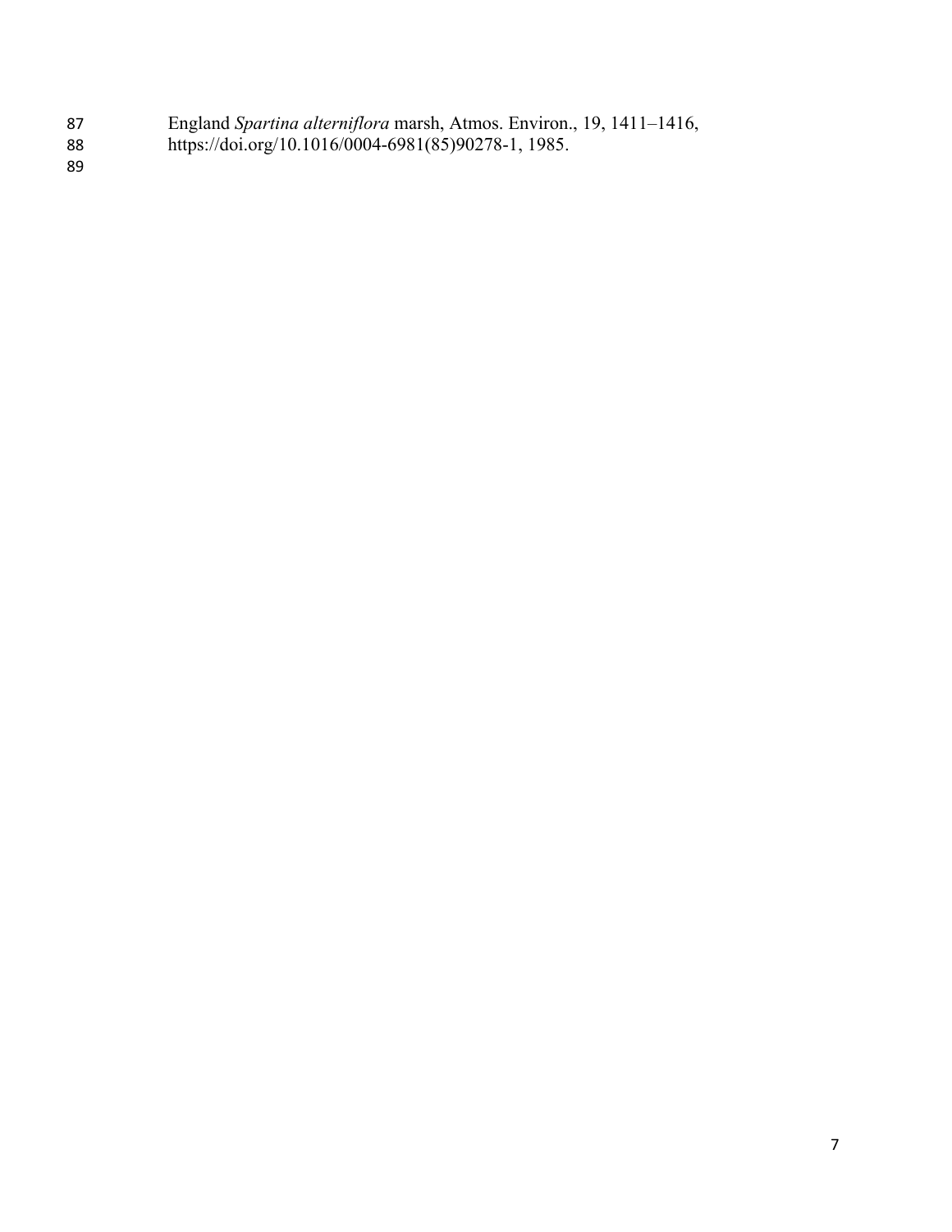England *Spartina alterniflora* marsh, Atmos. Environ., 19, 1411–1416, https://doi.org/10.1016/0004-6981(85)90278-1, 1985.